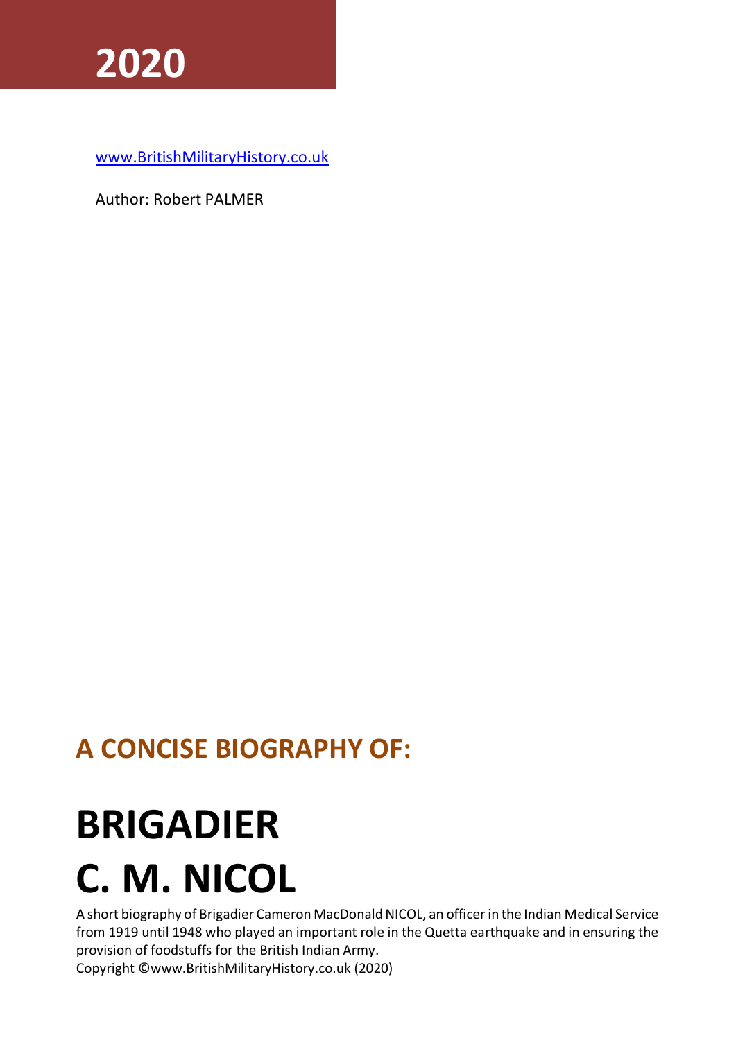# 2020

www.BritishMilitaryHistory.co.uk

Author: Robert PALMER

## A CONCISE BIOGRAPHY OF:

# BRIGADIER C. M. NICOL

A short biography of Brigadier Cameron MacDonald NICOL, an officer in the Indian Medical Service from 1919 until 1948 who played an important role in the Quetta earthquake and in ensuring the provision of foodstuffs for the British Indian Army.

Copyright ©www.BritishMilitaryHistory.co.uk (2020)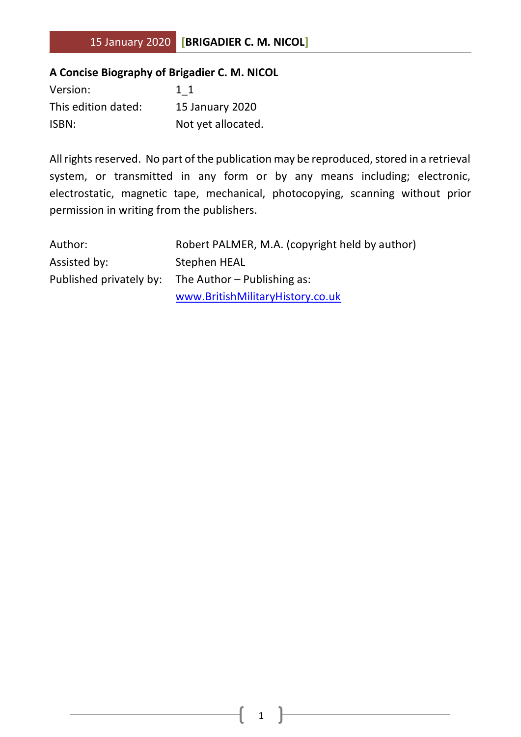**A Concise Biography of Brigadier C. M. NICOL**

| | |
|---|---|
| Version: | 1_1 |
| This edition dated: | 15 January 2020 |
| ISBN: | Not yet allocated. |

All rights reserved. No part of the publication may be reproduced, stored in a retrieval system, or transmitted in any form or by any means including; electronic, electrostatic, magnetic tape, mechanical, photocopying, scanning without prior permission in writing from the publishers.

| | |
|---|---|
| Author: | Robert PALMER, M.A. (copyright held by author) |
| Assisted by: | Stephen HEAL |
| Published privately by: | The Author – Publishing as: www.BritishMilitaryHistory.co.uk |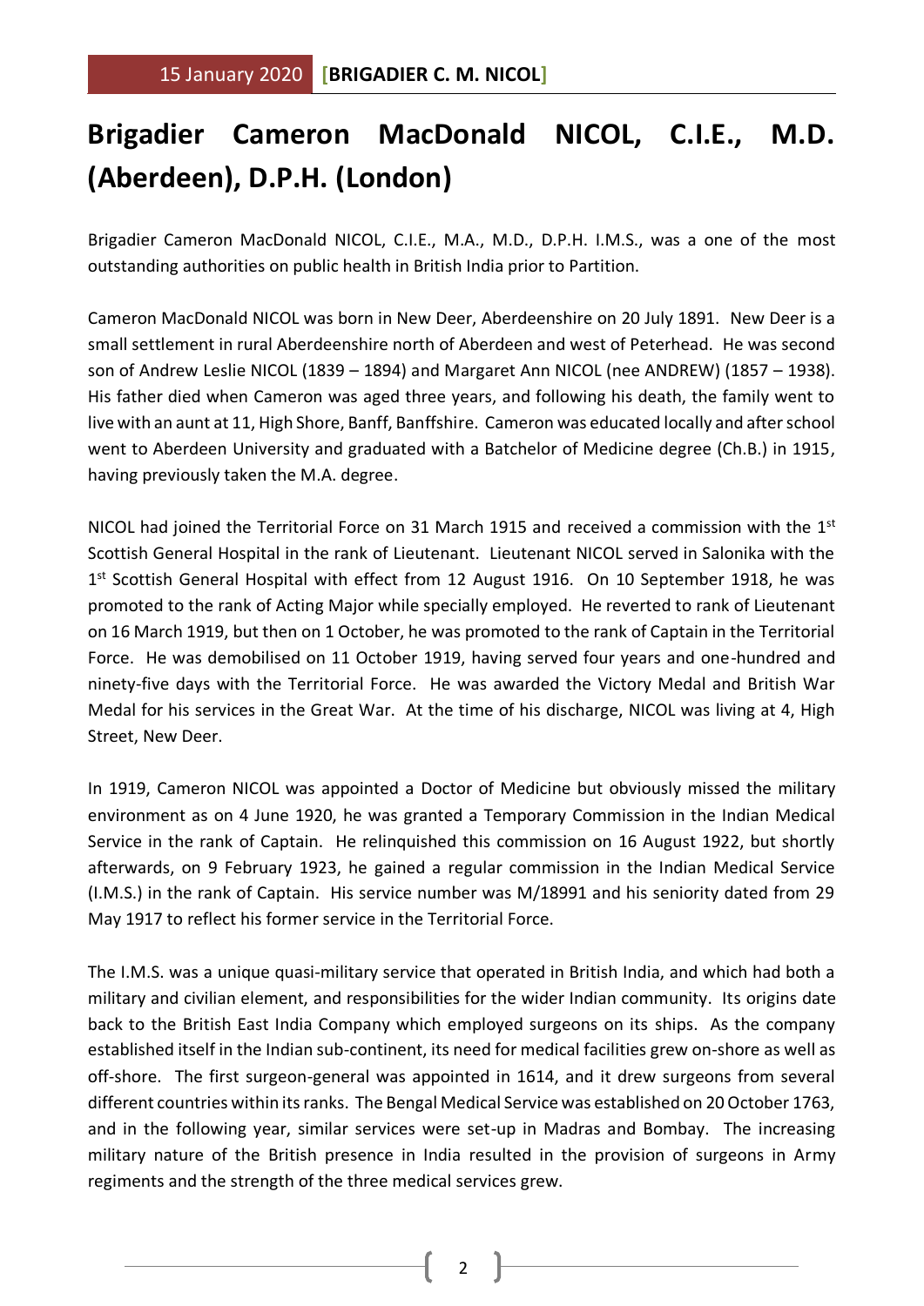# Brigadier Cameron MacDonald NICOL, C.I.E., M.D. (Aberdeen), D.P.H. (London)

Brigadier Cameron MacDonald NICOL, C.I.E., M.A., M.D., D.P.H. I.M.S., was a one of the most outstanding authorities on public health in British India prior to Partition.

Cameron MacDonald NICOL was born in New Deer, Aberdeenshire on 20 July 1891. New Deer is a small settlement in rural Aberdeenshire north of Aberdeen and west of Peterhead. He was second son of Andrew Leslie NICOL (1839 – 1894) and Margaret Ann NICOL (nee ANDREW) (1857 – 1938). His father died when Cameron was aged three years, and following his death, the family went to live with an aunt at 11, High Shore, Banff, Banffshire. Cameron was educated locally and after school went to Aberdeen University and graduated with a Batchelor of Medicine degree (Ch.B.) in 1915, having previously taken the M.A. degree.

NICOL had joined the Territorial Force on 31 March 1915 and received a commission with the 1st Scottish General Hospital in the rank of Lieutenant. Lieutenant NICOL served in Salonika with the 1st Scottish General Hospital with effect from 12 August 1916. On 10 September 1918, he was promoted to the rank of Acting Major while specially employed. He reverted to rank of Lieutenant on 16 March 1919, but then on 1 October, he was promoted to the rank of Captain in the Territorial Force. He was demobilised on 11 October 1919, having served four years and one-hundred and ninety-five days with the Territorial Force. He was awarded the Victory Medal and British War Medal for his services in the Great War. At the time of his discharge, NICOL was living at 4, High Street, New Deer.

In 1919, Cameron NICOL was appointed a Doctor of Medicine but obviously missed the military environment as on 4 June 1920, he was granted a Temporary Commission in the Indian Medical Service in the rank of Captain. He relinquished this commission on 16 August 1922, but shortly afterwards, on 9 February 1923, he gained a regular commission in the Indian Medical Service (I.M.S.) in the rank of Captain. His service number was M/18991 and his seniority dated from 29 May 1917 to reflect his former service in the Territorial Force.

The I.M.S. was a unique quasi-military service that operated in British India, and which had both a military and civilian element, and responsibilities for the wider Indian community. Its origins date back to the British East India Company which employed surgeons on its ships. As the company established itself in the Indian sub-continent, its need for medical facilities grew on-shore as well as off-shore. The first surgeon-general was appointed in 1614, and it drew surgeons from several different countries within its ranks. The Bengal Medical Service was established on 20 October 1763, and in the following year, similar services were set-up in Madras and Bombay. The increasing military nature of the British presence in India resulted in the provision of surgeons in Army regiments and the strength of the three medical services grew.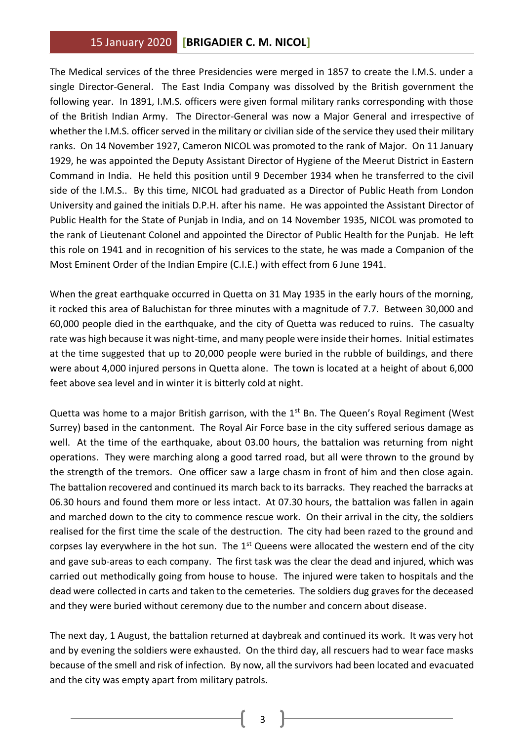The Medical services of the three Presidencies were merged in 1857 to create the I.M.S. under a single Director-General. The East India Company was dissolved by the British government the following year. In 1891, I.M.S. officers were given formal military ranks corresponding with those of the British Indian Army. The Director-General was now a Major General and irrespective of whether the I.M.S. officer served in the military or civilian side of the service they used their military ranks. On 14 November 1927, Cameron NICOL was promoted to the rank of Major. On 11 January 1929, he was appointed the Deputy Assistant Director of Hygiene of the Meerut District in Eastern Command in India. He held this position until 9 December 1934 when he transferred to the civil side of the I.M.S.. By this time, NICOL had graduated as a Director of Public Heath from London University and gained the initials D.P.H. after his name. He was appointed the Assistant Director of Public Health for the State of Punjab in India, and on 14 November 1935, NICOL was promoted to the rank of Lieutenant Colonel and appointed the Director of Public Health for the Punjab. He left this role on 1941 and in recognition of his services to the state, he was made a Companion of the Most Eminent Order of the Indian Empire (C.I.E.) with effect from 6 June 1941.

When the great earthquake occurred in Quetta on 31 May 1935 in the early hours of the morning, it rocked this area of Baluchistan for three minutes with a magnitude of 7.7. Between 30,000 and 60,000 people died in the earthquake, and the city of Quetta was reduced to ruins. The casualty rate was high because it was night-time, and many people were inside their homes. Initial estimates at the time suggested that up to 20,000 people were buried in the rubble of buildings, and there were about 4,000 injured persons in Quetta alone. The town is located at a height of about 6,000 feet above sea level and in winter it is bitterly cold at night.

Quetta was home to a major British garrison, with the 1st Bn. The Queen's Royal Regiment (West Surrey) based in the cantonment. The Royal Air Force base in the city suffered serious damage as well. At the time of the earthquake, about 03.00 hours, the battalion was returning from night operations. They were marching along a good tarred road, but all were thrown to the ground by the strength of the tremors. One officer saw a large chasm in front of him and then close again. The battalion recovered and continued its march back to its barracks. They reached the barracks at 06.30 hours and found them more or less intact. At 07.30 hours, the battalion was fallen in again and marched down to the city to commence rescue work. On their arrival in the city, the soldiers realised for the first time the scale of the destruction. The city had been razed to the ground and corpses lay everywhere in the hot sun. The 1st Queens were allocated the western end of the city and gave sub-areas to each company. The first task was the clear the dead and injured, which was carried out methodically going from house to house. The injured were taken to hospitals and the dead were collected in carts and taken to the cemeteries. The soldiers dug graves for the deceased and they were buried without ceremony due to the number and concern about disease.

The next day, 1 August, the battalion returned at daybreak and continued its work. It was very hot and by evening the soldiers were exhausted. On the third day, all rescuers had to wear face masks because of the smell and risk of infection. By now, all the survivors had been located and evacuated and the city was empty apart from military patrols.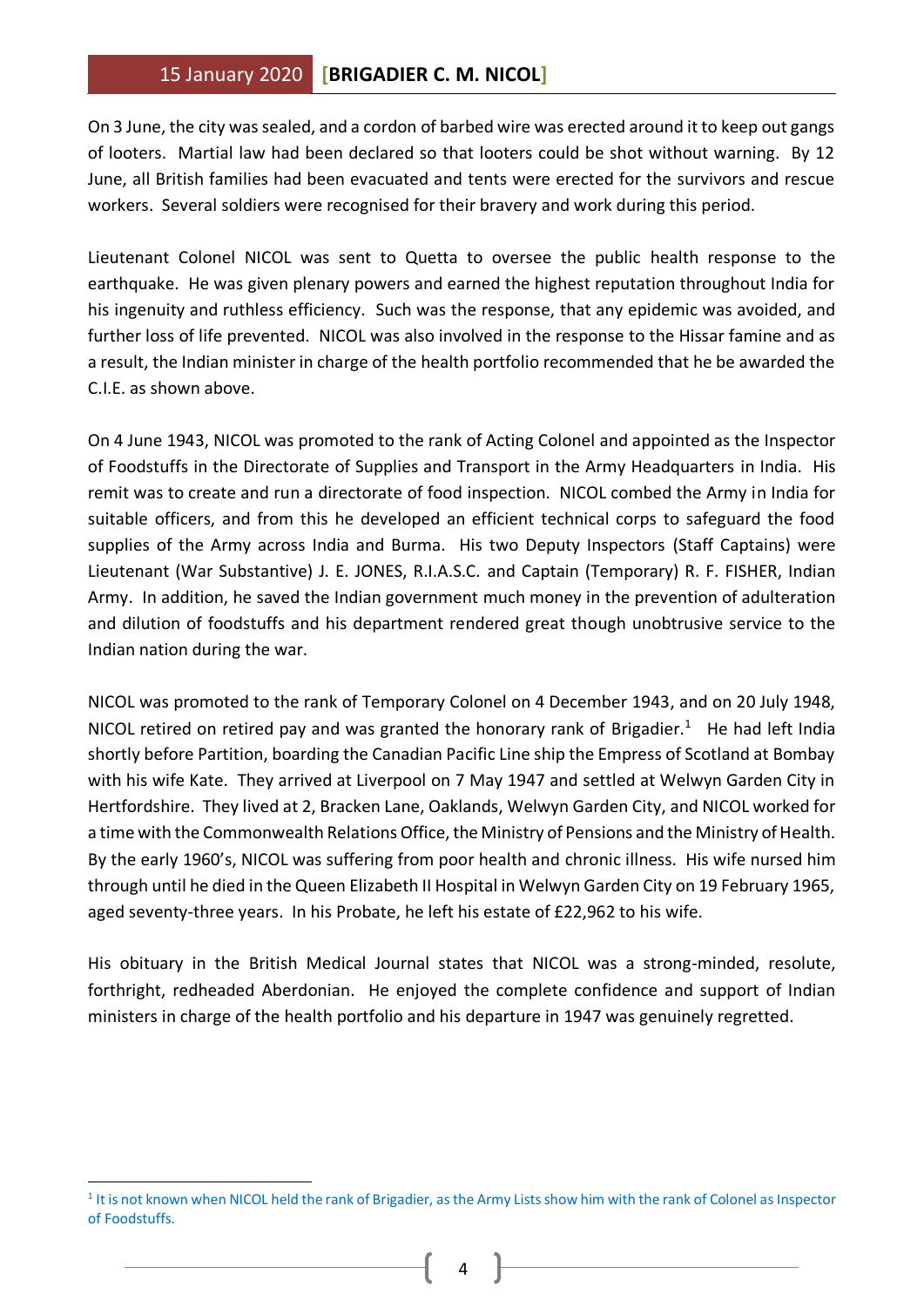On 3 June, the city was sealed, and a cordon of barbed wire was erected around it to keep out gangs of looters. Martial law had been declared so that looters could be shot without warning. By 12 June, all British families had been evacuated and tents were erected for the survivors and rescue workers. Several soldiers were recognised for their bravery and work during this period.

Lieutenant Colonel NICOL was sent to Quetta to oversee the public health response to the earthquake. He was given plenary powers and earned the highest reputation throughout India for his ingenuity and ruthless efficiency. Such was the response, that any epidemic was avoided, and further loss of life prevented. NICOL was also involved in the response to the Hissar famine and as a result, the Indian minister in charge of the health portfolio recommended that he be awarded the C.I.E. as shown above.

On 4 June 1943, NICOL was promoted to the rank of Acting Colonel and appointed as the Inspector of Foodstuffs in the Directorate of Supplies and Transport in the Army Headquarters in India. His remit was to create and run a directorate of food inspection. NICOL combed the Army in India for suitable officers, and from this he developed an efficient technical corps to safeguard the food supplies of the Army across India and Burma. His two Deputy Inspectors (Staff Captains) were Lieutenant (War Substantive) J. E. JONES, R.I.A.S.C. and Captain (Temporary) R. F. FISHER, Indian Army. In addition, he saved the Indian government much money in the prevention of adulteration and dilution of foodstuffs and his department rendered great though unobtrusive service to the Indian nation during the war.

NICOL was promoted to the rank of Temporary Colonel on 4 December 1943, and on 20 July 1948, NICOL retired on retired pay and was granted the honorary rank of Brigadier.[1] He had left India shortly before Partition, boarding the Canadian Pacific Line ship the Empress of Scotland at Bombay with his wife Kate. They arrived at Liverpool on 7 May 1947 and settled at Welwyn Garden City in Hertfordshire. They lived at 2, Bracken Lane, Oaklands, Welwyn Garden City, and NICOL worked for a time with the Commonwealth Relations Office, the Ministry of Pensions and the Ministry of Health. By the early 1960's, NICOL was suffering from poor health and chronic illness. His wife nursed him through until he died in the Queen Elizabeth II Hospital in Welwyn Garden City on 19 February 1965, aged seventy-three years. In his Probate, he left his estate of £22,962 to his wife.

His obituary in the British Medical Journal states that NICOL was a strong-minded, resolute, forthright, redheaded Aberdonian. He enjoyed the complete confidence and support of Indian ministers in charge of the health portfolio and his departure in 1947 was genuinely regretted.

---

[1] It is not known when NICOL held the rank of Brigadier, as the Army Lists show him with the rank of Colonel as Inspector of Foodstuffs.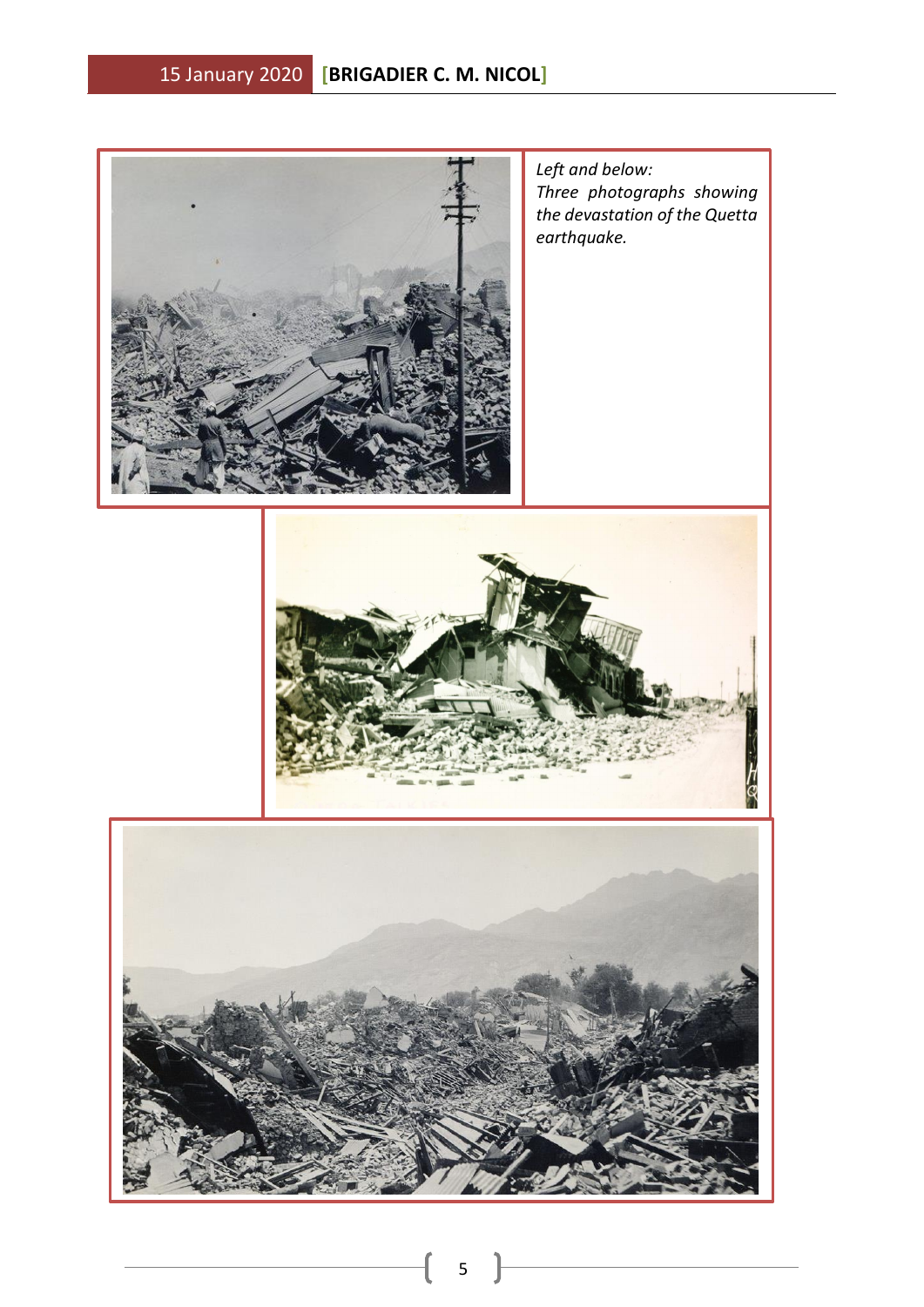*Left and below:*
*Three photographs showing the devastation of the Quetta earthquake.*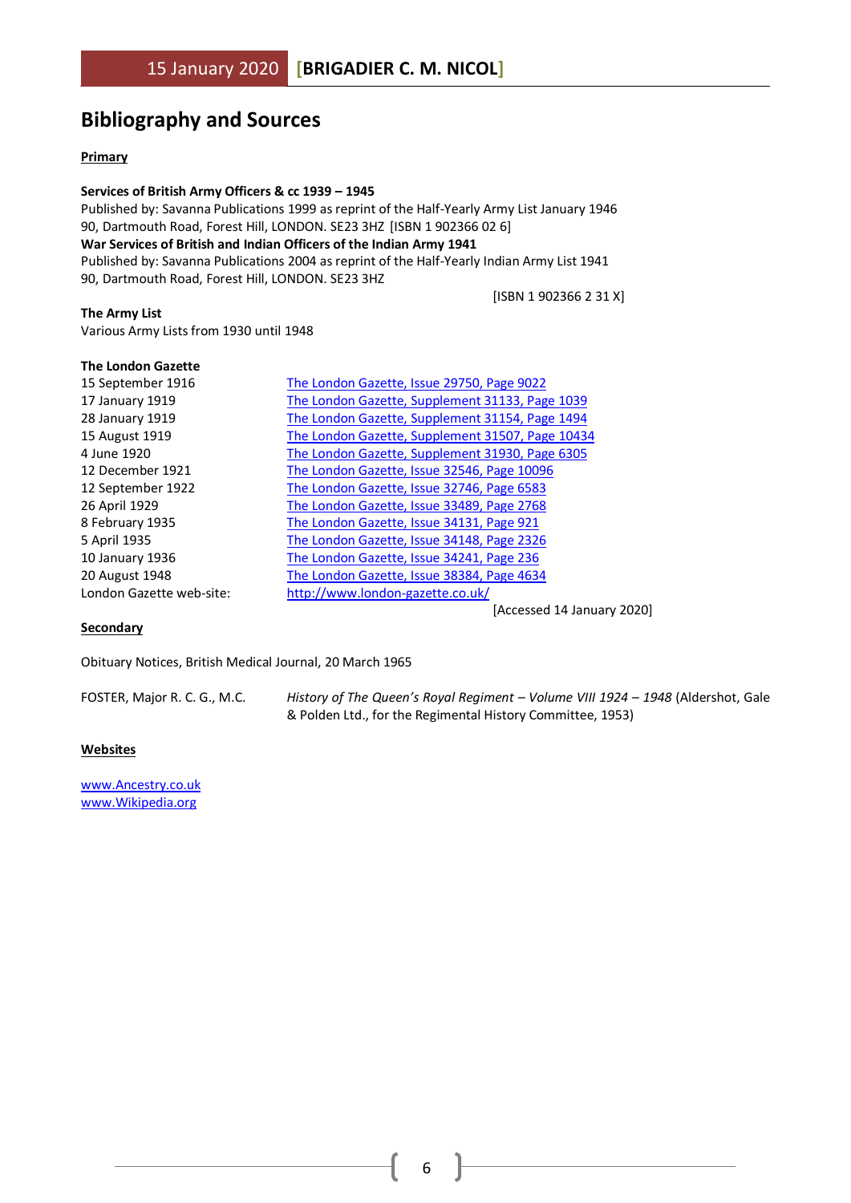## Bibliography and Sources

**Primary**

**Services of British Army Officers & cc 1939 – 1945**
Published by: Savanna Publications 1999 as reprint of the Half-Yearly Army List January 1946
90, Dartmouth Road, Forest Hill, LONDON. SE23 3HZ [ISBN 1 902366 02 6]
**War Services of British and Indian Officers of the Indian Army 1941**
Published by: Savanna Publications 2004 as reprint of the Half-Yearly Indian Army List 1941
90, Dartmouth Road, Forest Hill, LONDON. SE23 3HZ
[ISBN 1 902366 2 31 X]

**The Army List**
Various Army Lists from 1930 until 1948

**The London Gazette**

| | |
|---|---|
| 15 September 1916 | The London Gazette, Issue 29750, Page 9022 |
| 17 January 1919 | The London Gazette, Supplement 31133, Page 1039 |
| 28 January 1919 | The London Gazette, Supplement 31154, Page 1494 |
| 15 August 1919 | The London Gazette, Supplement 31507, Page 10434 |
| 4 June 1920 | The London Gazette, Supplement 31930, Page 6305 |
| 12 December 1921 | The London Gazette, Issue 32546, Page 10096 |
| 12 September 1922 | The London Gazette, Issue 32746, Page 6583 |
| 26 April 1929 | The London Gazette, Issue 33489, Page 2768 |
| 8 February 1935 | The London Gazette, Issue 34131, Page 921 |
| 5 April 1935 | The London Gazette, Issue 34148, Page 2326 |
| 10 January 1936 | The London Gazette, Issue 34241, Page 236 |
| 20 August 1948 | The London Gazette, Issue 38384, Page 4634 |
| London Gazette web-site: | http://www.london-gazette.co.uk/ |

[Accessed 14 January 2020]

**Secondary**

Obituary Notices, British Medical Journal, 20 March 1965

FOSTER, Major R. C. G., M.C. *History of The Queen's Royal Regiment – Volume VIII 1924 – 1948* (Aldershot, Gale & Polden Ltd., for the Regimental History Committee, 1953)

**Websites**

www.Ancestry.co.uk
www.Wikipedia.org